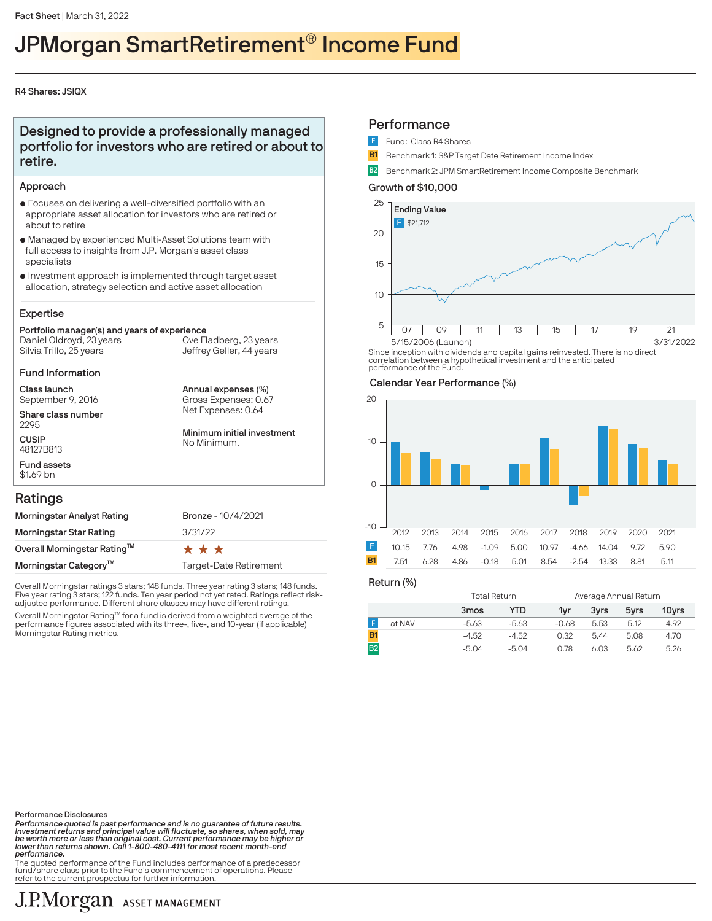Fact Sheet | March 31, 2022

# JPMorgan SmartRetirement® Income Fund

R4 Shares: JSIQX

## Designed to provide a professionally managed portfolio for investors who are retired or about to retire.

### Approach

- Focuses on delivering a well-diversified portfolio with an appropriate asset allocation for investors who are retired or about to retire
- Managed by experienced Multi-Asset Solutions team with full access to insights from J.P. Morgan's asset class specialists
- Investment approach is implemented through target asset allocation, strategy selection and active asset allocation

### Expertise

**Portfolio manager(s) and years of experience**

Daniel Oldroyd, 23 years
Silvia Trillo, 25 years
Ove Fladberg, 23 years
Jeffrey Geller, 44 years

### Fund Information

**Class launch**
September 9, 2016

**Share class number**
2295

**CUSIP**
48127B813

**Fund assets**
$1.69 bn

**Annual expenses (%)**
Gross Expenses: 0.67
Net Expenses: 0.64

**Minimum initial investment**
No Minimum.

## Ratings

| | |
|---|---|
| Morningstar Analyst Rating | **Bronze** - 10/4/2021 |
| Morningstar Star Rating | 3/31/22 |
| Overall Morningstar Rating™ | ★★★ |
| Morningstar Category™ | Target-Date Retirement |

Overall Morningstar ratings 3 stars; 148 funds. Three year rating 3 stars; 148 funds. Five year rating 3 stars; 122 funds. Ten year period not yet rated. Ratings reflect risk-adjusted performance. Different share classes may have different ratings.

Overall Morningstar Rating™ for a fund is derived from a weighted average of the performance figures associated with its three-, five-, and 10-year (if applicable) Morningstar Rating metrics.

## Performance

- F Fund: Class R4 Shares
- B1 Benchmark 1: S&P Target Date Retirement Income Index
- B2 Benchmark 2: JPM SmartRetirement Income Composite Benchmark

### Growth of $10,000

Ending Value
F $21,712

5/15/2006 (Launch) – 3/31/2022

Since inception with dividends and capital gains reinvested. There is no direct correlation between a hypothetical investment and the anticipated performance of the Fund.

### Calendar Year Performance (%)

| | 2012 | 2013 | 2014 | 2015 | 2016 | 2017 | 2018 | 2019 | 2020 | 2021 |
|---|---|---|---|---|---|---|---|---|---|---|
| F | 10.15 | 7.76 | 4.98 | -1.09 | 5.00 | 10.97 | -4.66 | 14.04 | 9.72 | 5.90 |
| B1 | 7.51 | 6.28 | 4.86 | -0.18 | 5.01 | 8.54 | -2.54 | 13.33 | 8.81 | 5.11 |

### Return (%)

| | | Total Return | | Average Annual Return | | | |
|---|---|---|---|---|---|---|---|
| | | 3mos | YTD | 1yr | 3yrs | 5yrs | 10yrs |
| F | at NAV | -5.63 | -5.63 | -0.68 | 5.53 | 5.12 | 4.92 |
| B1 | | -4.52 | -4.52 | 0.32 | 5.44 | 5.08 | 4.70 |
| B2 | | -5.04 | -5.04 | 0.78 | 6.03 | 5.62 | 5.26 |

Performance Disclosures

***Performance quoted is past performance and is no guarantee of future results. Investment returns and principal value will fluctuate, so shares, when sold, may be worth more or less than original cost. Current performance may be higher or lower than returns shown. Call 1-800-480-4111 for most recent month-end performance.***

The quoted performance of the Fund includes performance of a predecessor fund/share class prior to the Fund's commencement of operations. Please refer to the current prospectus for further information.

J.P.Morgan ASSET MANAGEMENT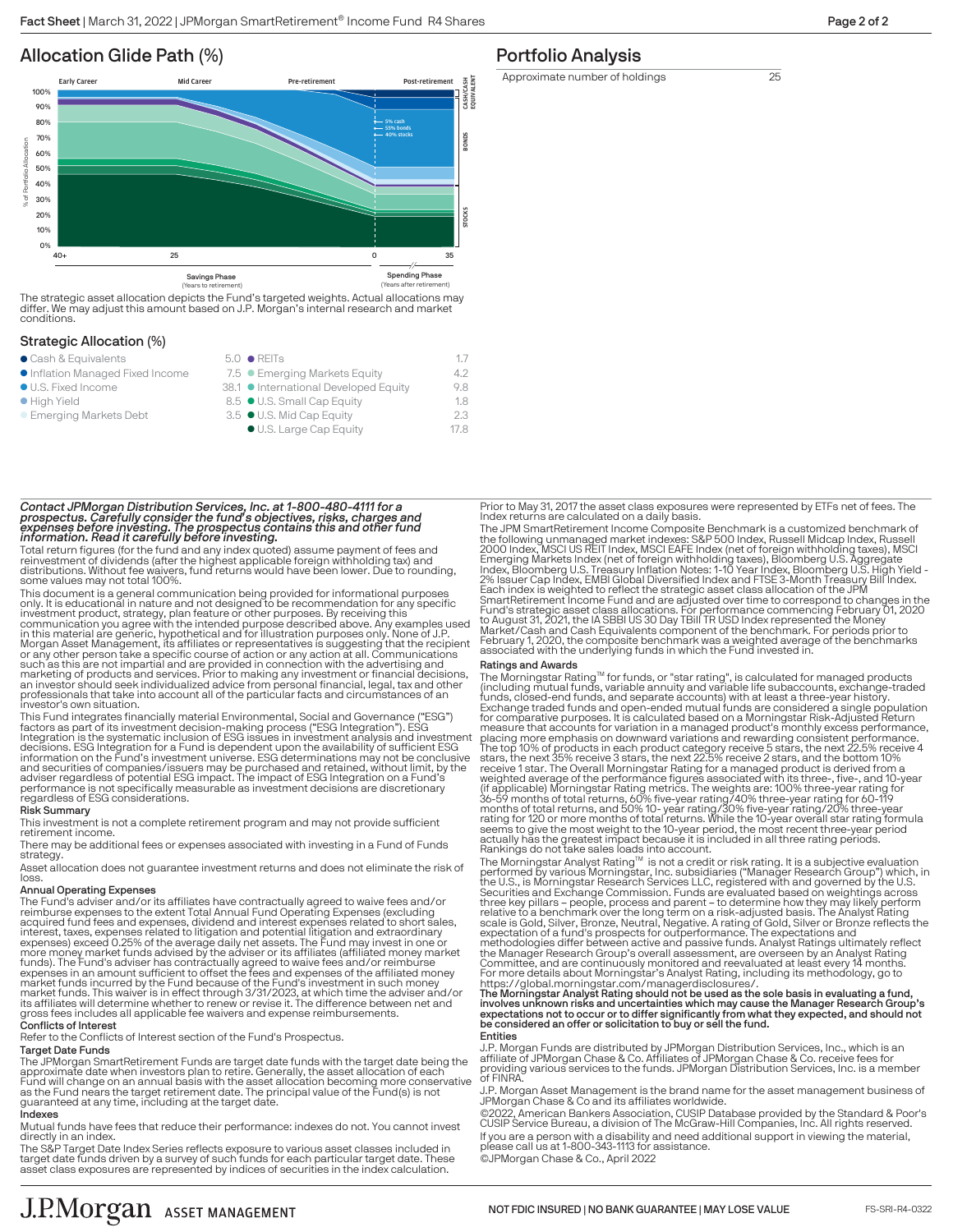## Allocation Glide Path (%)

Early Career
Mid Career
Pre-retirement
Post-retirement

100%
90%
80%
70%
60%
50%
40%
30%
20%
10%
0%

% of Portfolio Allocation

40+
25
0
35

Savings Phase (Years to retirement)
Spending Phase (Years after retirement)

5% cash
55% bonds
40% stocks

CASH/CASH EQUIVALENT
BONDS
STOCKS

The strategic asset allocation depicts the Fund's targeted weights. Actual allocations may differ. We may adjust this amount based on J.P. Morgan's internal research and market conditions.

## Strategic Allocation (%)

| | | | |
|---|---|---|---|
| Cash & Equivalents | 5.0 | REITs | 1.7 |
| Inflation Managed Fixed Income | 7.5 | Emerging Markets Equity | 4.2 |
| U.S. Fixed Income | 38.1 | International Developed Equity | 9.8 |
| High Yield | 8.5 | U.S. Small Cap Equity | 1.8 |
| Emerging Markets Debt | 3.5 | U.S. Mid Cap Equity | 2.3 |
| | | U.S. Large Cap Equity | 17.8 |

## Portfolio Analysis

| | |
|---|---|
| Approximate number of holdings | 25 |

***Contact JPMorgan Distribution Services, Inc. at 1-800-480-4111 for a prospectus. Carefully consider the fund's objectives, risks, charges and expenses before investing. The prospectus contains this and other fund information. Read it carefully before investing.***

Total return figures (for the fund and any index quoted) assume payment of fees and reinvestment of dividends (after the highest applicable foreign withholding tax) and distributions. Without fee waivers, fund returns would have been lower. Due to rounding, some values may not total 100%.

This document is a general communication being provided for informational purposes only. It is educational in nature and not designed to be recommendation for any specific investment product, strategy, plan feature or other purposes. By receiving this communication you agree with the intended purpose described above. Any examples used in this material are generic, hypothetical and for illustration purposes only. None of J.P. Morgan Asset Management, its affiliates or representatives is suggesting that the recipient or any other person take a specific course of action or any action at all. Communications such as this are not impartial and are provided in connection with the advertising and marketing of products and services. Prior to making any investment or financial decisions, an investor should seek individualized advice from personal financial, legal, tax and other professionals that take into account all of the particular facts and circumstances of an investor's own situation.

This Fund integrates financially material Environmental, Social and Governance ("ESG") factors as part of its investment decision-making process ("ESG Integration"). ESG Integration is the systematic inclusion of ESG issues in investment analysis and investment decisions. ESG Integration for a Fund is dependent upon the availability of sufficient ESG information on the Fund's investment universe. ESG determinations may not be conclusive and securities of companies/issuers may be purchased and retained, without limit, by the adviser regardless of potential ESG impact. The impact of ESG Integration on a Fund's performance is not specifically measurable as investment decisions are discretionary regardless of ESG considerations.

**Risk Summary**

This investment is not a complete retirement program and may not provide sufficient retirement income.

There may be additional fees or expenses associated with investing in a Fund of Funds strategy.

Asset allocation does not guarantee investment returns and does not eliminate the risk of loss.

**Annual Operating Expenses**

The Fund's adviser and/or its affiliates have contractually agreed to waive fees and/or reimburse expenses to the extent Total Annual Fund Operating Expenses (excluding acquired fund fees and expenses, dividend and interest expenses related to short sales, interest, taxes, expenses related to litigation and potential litigation and extraordinary expenses) exceed 0.25% of the average daily net assets. The Fund may invest in one or more money market funds advised by the adviser or its affiliates (affiliated money market funds). The Fund's adviser has contractually agreed to waive fees and/or reimburse expenses in an amount sufficient to offset the fees and expenses of the affiliated money market funds incurred by the Fund because of the Fund's investment in such money market funds. This waiver is in effect through 3/31/2023, at which time the adviser and/or its affiliates will determine whether to renew or revise it. The difference between net and gross fees includes all applicable fee waivers and expense reimbursements.

**Conflicts of Interest**

Refer to the Conflicts of Interest section of the Fund's Prospectus.

**Target Date Funds**

The JPMorgan SmartRetirement Funds are target date funds with the target date being the approximate date when investors plan to retire. Generally, the asset allocation of each Fund will change on an annual basis with the asset allocation becoming more conservative as the Fund nears the target retirement date. The principal value of the Fund(s) is not guaranteed at any time, including at the target date.

**Indexes**

Mutual funds have fees that reduce their performance: indexes do not. You cannot invest directly in an index.

The S&P Target Date Index Series reflects exposure to various asset classes included in target date funds driven by a survey of such funds for each particular target date. These asset class exposures are represented by indices of securities in the index calculation. Prior to May 31, 2017 the asset class exposures were represented by ETFs net of fees. The Index returns are calculated on a daily basis.

The JPM SmartRetirement Income Composite Benchmark is a customized benchmark of the following unmanaged market indexes: S&P 500 Index, Russell Midcap Index, Russell 2000 Index, MSCI US REIT Index, MSCI EAFE Index (net of foreign withholding taxes), MSCI Emerging Markets Index (net of foreign withholding taxes), Bloomberg U.S. Aggregate Index, Bloomberg U.S. Treasury Inflation Notes: 1-10 Year Index, Bloomberg U.S. High Yield - 2% Issuer Cap Index, EMBI Global Diversified Index and FTSE 3-Month Treasury Bill Index. Each index is weighted to reflect the strategic asset class allocation of the JPM SmartRetirement Income Fund and are adjusted over time to correspond to changes in the Fund's strategic asset class allocations. For performance commencing February 01, 2020 to August 31, 2021, the IA SBBI US 30 Day TBill TR USD Index represented the Money Market/Cash and Cash Equivalents component of the benchmark. For periods prior to February 1, 2020, the composite benchmark was a weighted average of the benchmarks associated with the underlying funds in which the Fund invested in.

**Ratings and Awards**

The Morningstar Rating™ for funds, or "star rating", is calculated for managed products (including mutual funds, variable annuity and variable life subaccounts, exchange-traded funds, closed-end funds, and separate accounts) with at least a three-year history. Exchange traded funds and open-ended mutual funds are considered a single population for comparative purposes. It is calculated based on a Morningstar Risk-Adjusted Return measure that accounts for variation in a managed product's monthly excess performance, placing more emphasis on downward variations and rewarding consistent performance. The top 10% of products in each product category receive 5 stars, the next 22.5% receive 4 stars, the next 35% receive 3 stars, the next 22.5% receive 2 stars, and the bottom 10% receive 1 star. The Overall Morningstar Rating for a managed product is derived from a weighted average of the performance figures associated with its three-, five-, and 10-year (if applicable) Morningstar Rating metrics. The weights are: 100% three-year rating for 36-59 months of total returns, 60% five-year rating/40% three-year rating for 60-119 months of total returns, and 50% 10- year rating/30% five-year rating/20% three-year rating for 120 or more months of total returns. While the 10-year overall star rating formula seems to give the most weight to the 10-year period, the most recent three-year period actually has the greatest impact because it is included in all three rating periods. Rankings do not take sales loads into account.

The Morningstar Analyst Rating™ is not a credit or risk rating. It is a subjective evaluation performed by various Morningstar, Inc. subsidiaries ("Manager Research Group") which, in the U.S., is Morningstar Research Services LLC, registered with and governed by the U.S. Securities and Exchange Commission. Funds are evaluated based on weightings across three key pillars – people, process and parent – to determine how they may likely perform relative to a benchmark over the long term on a risk-adjusted basis. The Analyst Rating scale is Gold, Silver, Bronze, Neutral, Negative. A rating of Gold, Silver or Bronze reflects the expectation of a fund's prospects for outperformance. The expectations and methodologies differ between active and passive funds. Analyst Ratings ultimately reflect the Manager Research Group's overall assessment, are overseen by an Analyst Rating Committee, and are continuously monitored and reevaluated at least every 14 months. For more details about Morningstar's Analyst Rating, including its methodology, go to https://global.morningstar.com/managerdisclosures/.

**The Morningstar Analyst Rating should not be used as the sole basis in evaluating a fund, involves unknown risks and uncertainties which may cause the Manager Research Group's expectations not to occur or to differ significantly from what they expected, and should not be considered an offer or solicitation to buy or sell the fund.**

**Entities**

J.P. Morgan Funds are distributed by JPMorgan Distribution Services, Inc., which is an affiliate of JPMorgan Chase & Co. Affiliates of JPMorgan Chase & Co. receive fees for providing various services to the funds. JPMorgan Distribution Services, Inc. is a member of FINRA.

J.P. Morgan Asset Management is the brand name for the asset management business of JPMorgan Chase & Co and its affiliates worldwide.

©2022, American Bankers Association, CUSIP Database provided by the Standard & Poor's CUSIP Service Bureau, a division of The McGraw-Hill Companies, Inc. All rights reserved.

If you are a person with a disability and need additional support in viewing the material, please call us at 1-800-343-1113 for assistance.

©JPMorgan Chase & Co., April 2022

J.P.Morgan ASSET MANAGEMENT

NOT FDIC INSURED | NO BANK GUARANTEE | MAY LOSE VALUE

FS-SRI-R4-0322